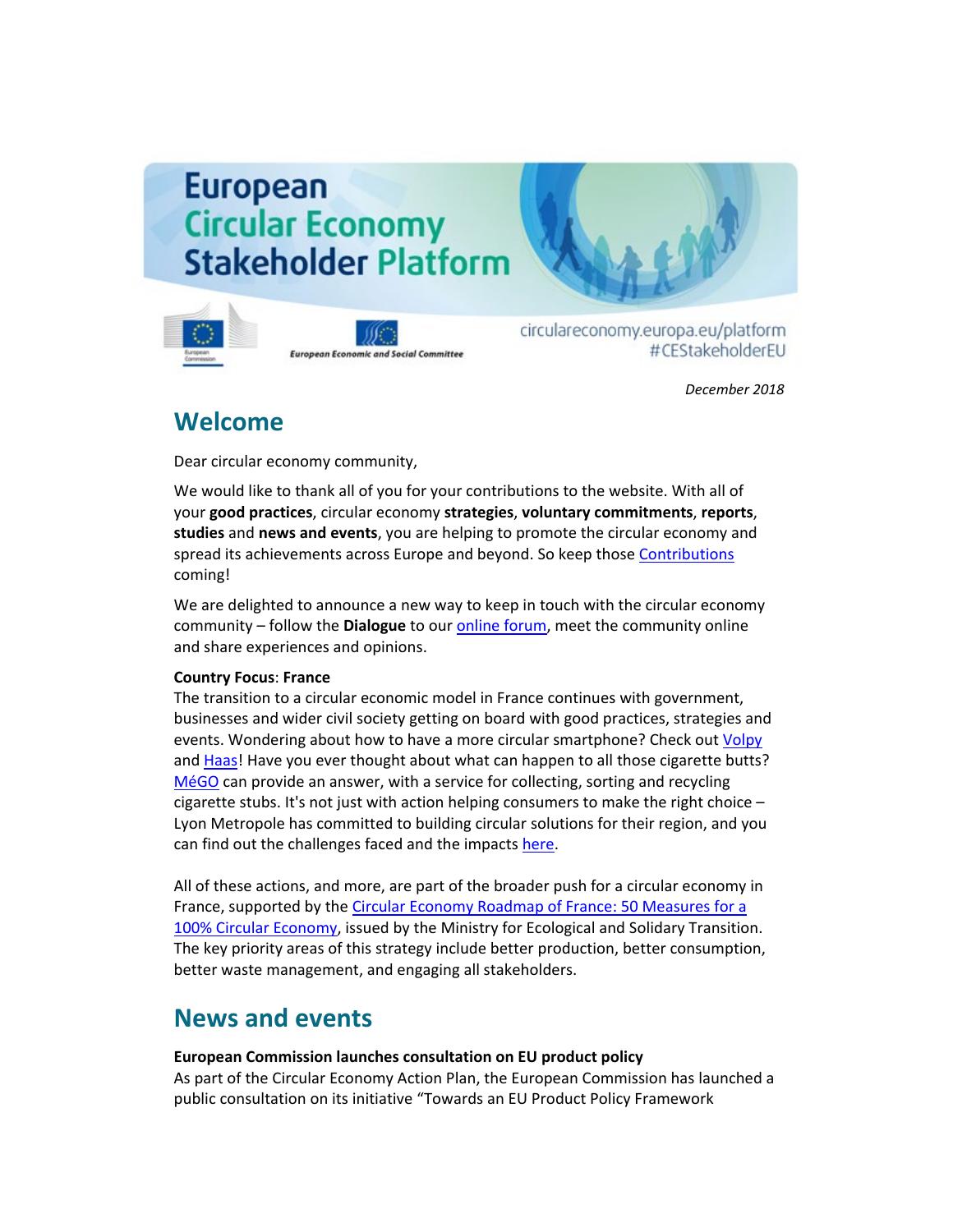# European Circular Economy Stakeholder Platform

European Economic and Social Committee

circulareconomy.europa.eu/platform
#CEStakeholderEU

*December 2018*

## Welcome

Dear circular economy community,

We would like to thank all of you for your contributions to the website. With all of your **good practices**, circular economy **strategies**, **voluntary commitments**, **reports**, **studies** and **news and events**, you are helping to promote the circular economy and spread its achievements across Europe and beyond. So keep those Contributions coming!

We are delighted to announce a new way to keep in touch with the circular economy community – follow the **Dialogue** to our online forum, meet the community online and share experiences and opinions.

**Country Focus**: **France**
The transition to a circular economic model in France continues with government, businesses and wider civil society getting on board with good practices, strategies and events. Wondering about how to have a more circular smartphone? Check out Volpy and Haas! Have you ever thought about what can happen to all those cigarette butts? MéGO can provide an answer, with a service for collecting, sorting and recycling cigarette stubs. It's not just with action helping consumers to make the right choice – Lyon Metropole has committed to building circular solutions for their region, and you can find out the challenges faced and the impacts here.

All of these actions, and more, are part of the broader push for a circular economy in France, supported by the Circular Economy Roadmap of France: 50 Measures for a 100% Circular Economy, issued by the Ministry for Ecological and Solidary Transition. The key priority areas of this strategy include better production, better consumption, better waste management, and engaging all stakeholders.

## News and events

**European Commission launches consultation on EU product policy**
As part of the Circular Economy Action Plan, the European Commission has launched a public consultation on its initiative "Towards an EU Product Policy Framework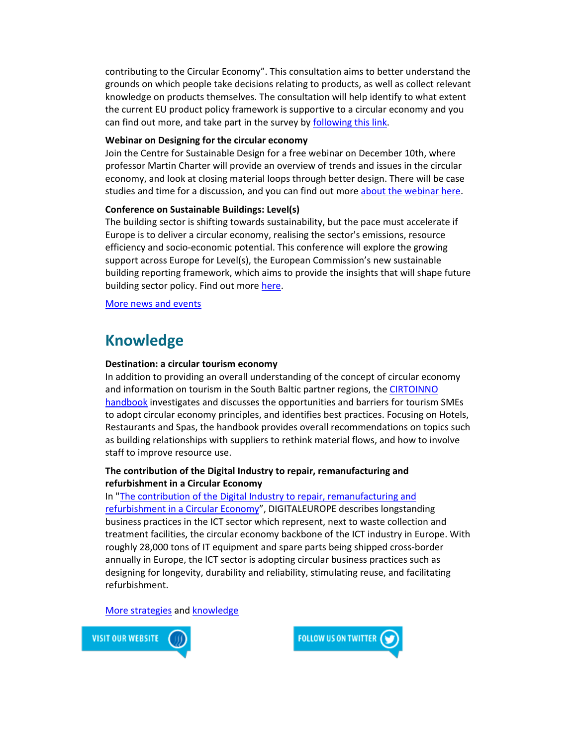contributing to the Circular Economy". This consultation aims to better understand the grounds on which people take decisions relating to products, as well as collect relevant knowledge on products themselves. The consultation will help identify to what extent the current EU product policy framework is supportive to a circular economy and you can find out more, and take part in the survey by following this link.

**Webinar on Designing for the circular economy**

Join the Centre for Sustainable Design for a free webinar on December 10th, where professor Martin Charter will provide an overview of trends and issues in the circular economy, and look at closing material loops through better design. There will be case studies and time for a discussion, and you can find out more about the webinar here.

**Conference on Sustainable Buildings: Level(s)**

The building sector is shifting towards sustainability, but the pace must accelerate if Europe is to deliver a circular economy, realising the sector's emissions, resource efficiency and socio-economic potential. This conference will explore the growing support across Europe for Level(s), the European Commission's new sustainable building reporting framework, which aims to provide the insights that will shape future building sector policy. Find out more here.

More news and events

## Knowledge

**Destination: a circular tourism economy**

In addition to providing an overall understanding of the concept of circular economy and information on tourism in the South Baltic partner regions, the CIRTOINNO handbook investigates and discusses the opportunities and barriers for tourism SMEs to adopt circular economy principles, and identifies best practices. Focusing on Hotels, Restaurants and Spas, the handbook provides overall recommendations on topics such as building relationships with suppliers to rethink material flows, and how to involve staff to improve resource use.

**The contribution of the Digital Industry to repair, remanufacturing and refurbishment in a Circular Economy**

In "The contribution of the Digital Industry to repair, remanufacturing and refurbishment in a Circular Economy", DIGITALEUROPE describes longstanding business practices in the ICT sector which represent, next to waste collection and treatment facilities, the circular economy backbone of the ICT industry in Europe. With roughly 28,000 tons of IT equipment and spare parts being shipped cross-border annually in Europe, the ICT sector is adopting circular business practices such as designing for longevity, durability and reliability, stimulating reuse, and facilitating refurbishment.

More strategies and knowledge

VISIT OUR WEBSITE

FOLLOW US ON TWITTER